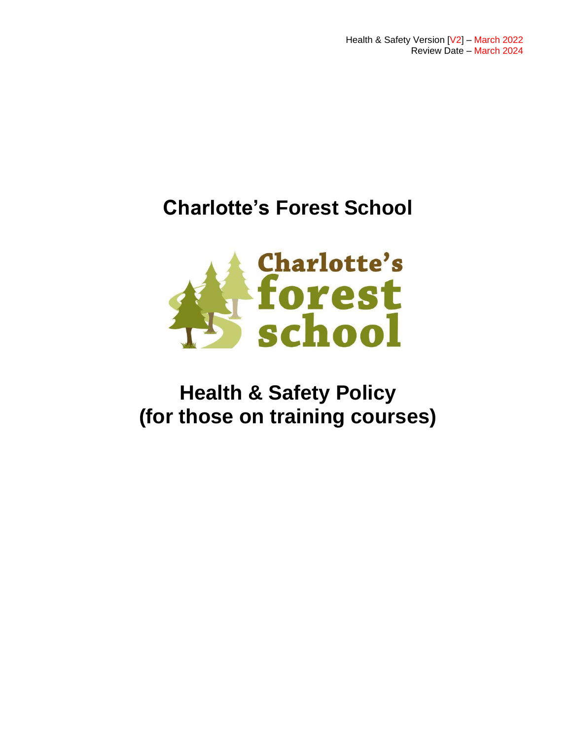Health & Safety Version [V2] – March 2022
Review Date – March 2024

# Charlotte's Forest School

# Health & Safety Policy (for those on training courses)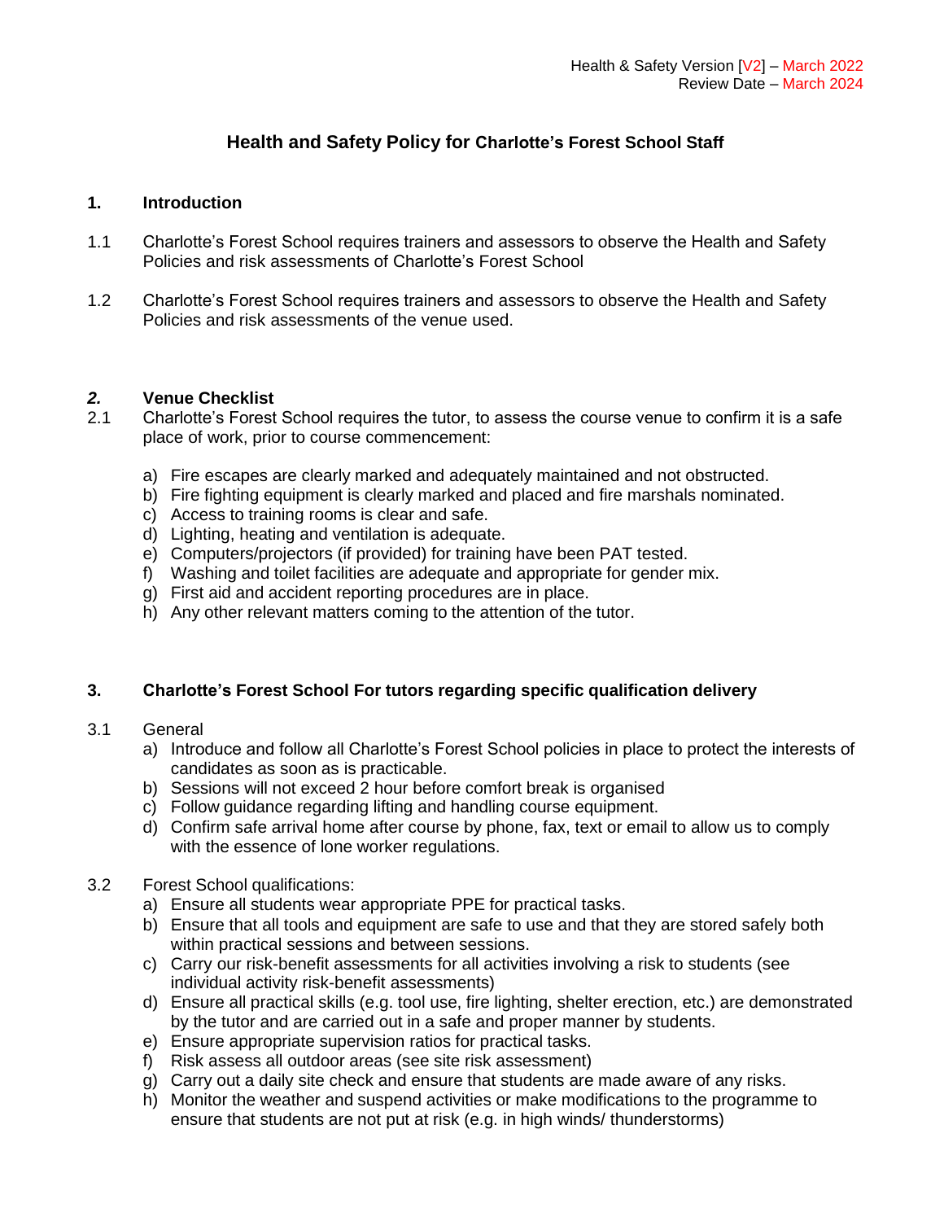Health & Safety Version [V2] – March 2022
Review Date – March 2024

# Health and Safety Policy for Charlotte's Forest School Staff

## 1. Introduction

1.1 Charlotte's Forest School requires trainers and assessors to observe the Health and Safety Policies and risk assessments of Charlotte's Forest School

1.2 Charlotte's Forest School requires trainers and assessors to observe the Health and Safety Policies and risk assessments of the venue used.

## *2.* Venue Checklist

2.1 Charlotte's Forest School requires the tutor, to assess the course venue to confirm it is a safe place of work, prior to course commencement:

a) Fire escapes are clearly marked and adequately maintained and not obstructed.
b) Fire fighting equipment is clearly marked and placed and fire marshals nominated.
c) Access to training rooms is clear and safe.
d) Lighting, heating and ventilation is adequate.
e) Computers/projectors (if provided) for training have been PAT tested.
f) Washing and toilet facilities are adequate and appropriate for gender mix.
g) First aid and accident reporting procedures are in place.
h) Any other relevant matters coming to the attention of the tutor.

## 3. Charlotte's Forest School For tutors regarding specific qualification delivery

3.1 General

a) Introduce and follow all Charlotte's Forest School policies in place to protect the interests of candidates as soon as is practicable.
b) Sessions will not exceed 2 hour before comfort break is organised
c) Follow guidance regarding lifting and handling course equipment.
d) Confirm safe arrival home after course by phone, fax, text or email to allow us to comply with the essence of lone worker regulations.

3.2 Forest School qualifications:

a) Ensure all students wear appropriate PPE for practical tasks.
b) Ensure that all tools and equipment are safe to use and that they are stored safely both within practical sessions and between sessions.
c) Carry our risk-benefit assessments for all activities involving a risk to students (see individual activity risk-benefit assessments)
d) Ensure all practical skills (e.g. tool use, fire lighting, shelter erection, etc.) are demonstrated by the tutor and are carried out in a safe and proper manner by students.
e) Ensure appropriate supervision ratios for practical tasks.
f) Risk assess all outdoor areas (see site risk assessment)
g) Carry out a daily site check and ensure that students are made aware of any risks.
h) Monitor the weather and suspend activities or make modifications to the programme to ensure that students are not put at risk (e.g. in high winds/ thunderstorms)